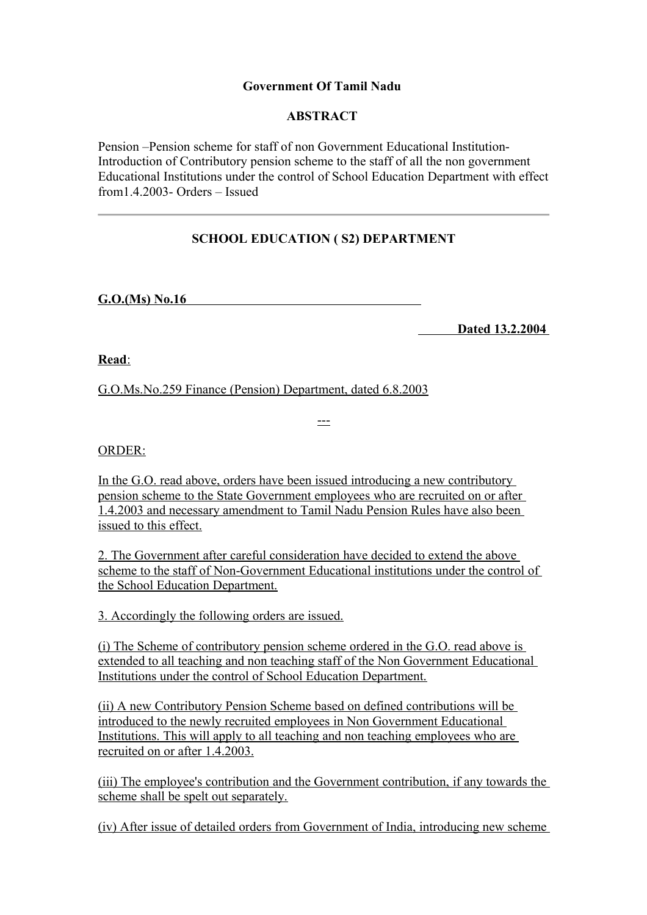**Government Of Tamil Nadu**

**ABSTRACT**

Pension –Pension scheme for staff of non Government Educational Institution- Introduction of Contributory pension scheme to the staff of all the non government Educational Institutions under the control of School Education Department with effect from1.4.2003- Orders – Issued

---

**SCHOOL EDUCATION ( S2) DEPARTMENT**

**G.O.(Ms) No.16**

**Dated 13.2.2004**

**Read**:

G.O.Ms.No.259 Finance (Pension) Department, dated 6.8.2003

---

ORDER:

In the G.O. read above, orders have been issued introducing a new contributory pension scheme to the State Government employees who are recruited on or after 1.4.2003 and necessary amendment to Tamil Nadu Pension Rules have also been issued to this effect.

2. The Government after careful consideration have decided to extend the above scheme to the staff of Non-Government Educational institutions under the control of the School Education Department.

3. Accordingly the following orders are issued.

(i) The Scheme of contributory pension scheme ordered in the G.O. read above is extended to all teaching and non teaching staff of the Non Government Educational Institutions under the control of School Education Department.

(ii) A new Contributory Pension Scheme based on defined contributions will be introduced to the newly recruited employees in Non Government Educational Institutions. This will apply to all teaching and non teaching employees who are recruited on or after 1.4.2003.

(iii) The employee's contribution and the Government contribution, if any towards the scheme shall be spelt out separately.

(iv) After issue of detailed orders from Government of India, introducing new scheme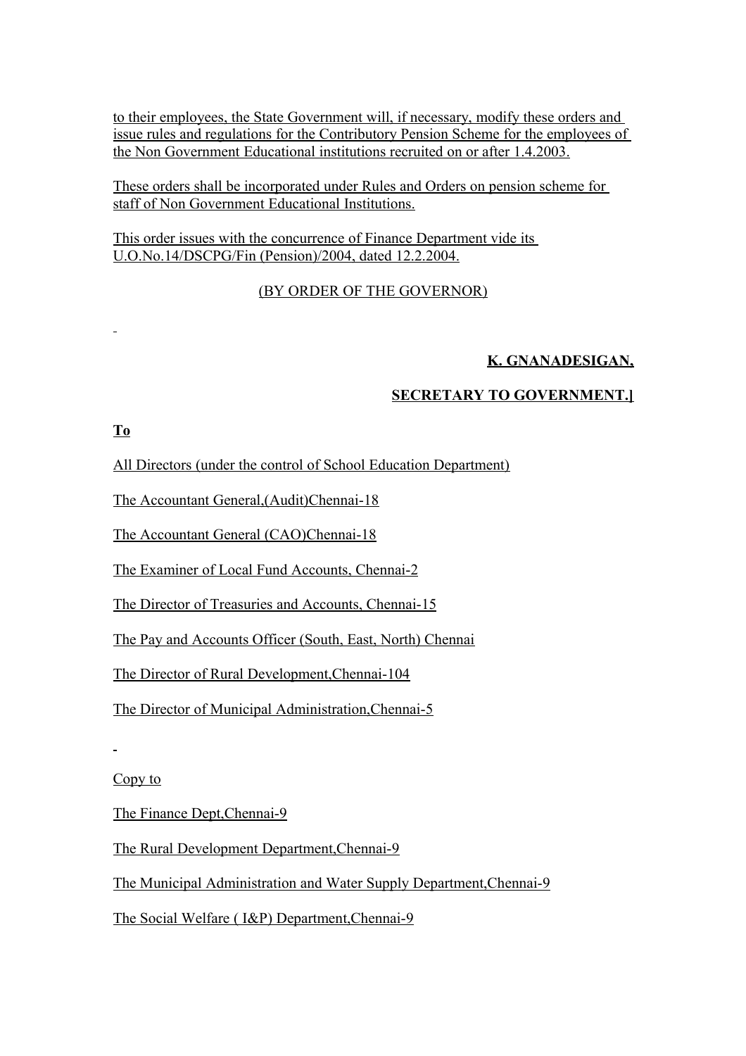to their employees, the State Government will, if necessary, modify these orders and issue rules and regulations for the Contributory Pension Scheme for the employees of the Non Government Educational institutions recruited on or after 1.4.2003.

These orders shall be incorporated under Rules and Orders on pension scheme for staff of Non Government Educational Institutions.

This order issues with the concurrence of Finance Department vide its U.O.No.14/DSCPG/Fin (Pension)/2004, dated 12.2.2004.

(BY ORDER OF THE GOVERNOR)

**K. GNANADESIGAN,**

**SECRETARY TO GOVERNMENT.]**

**To**

All Directors (under the control of School Education Department)

The Accountant General,(Audit)Chennai-18

The Accountant General (CAO)Chennai-18

The Examiner of Local Fund Accounts, Chennai-2

The Director of Treasuries and Accounts, Chennai-15

The Pay and Accounts Officer (South, East, North) Chennai

The Director of Rural Development,Chennai-104

The Director of Municipal Administration,Chennai-5

Copy to

The Finance Dept,Chennai-9

The Rural Development Department,Chennai-9

The Municipal Administration and Water Supply Department,Chennai-9

The Social Welfare ( I&P) Department,Chennai-9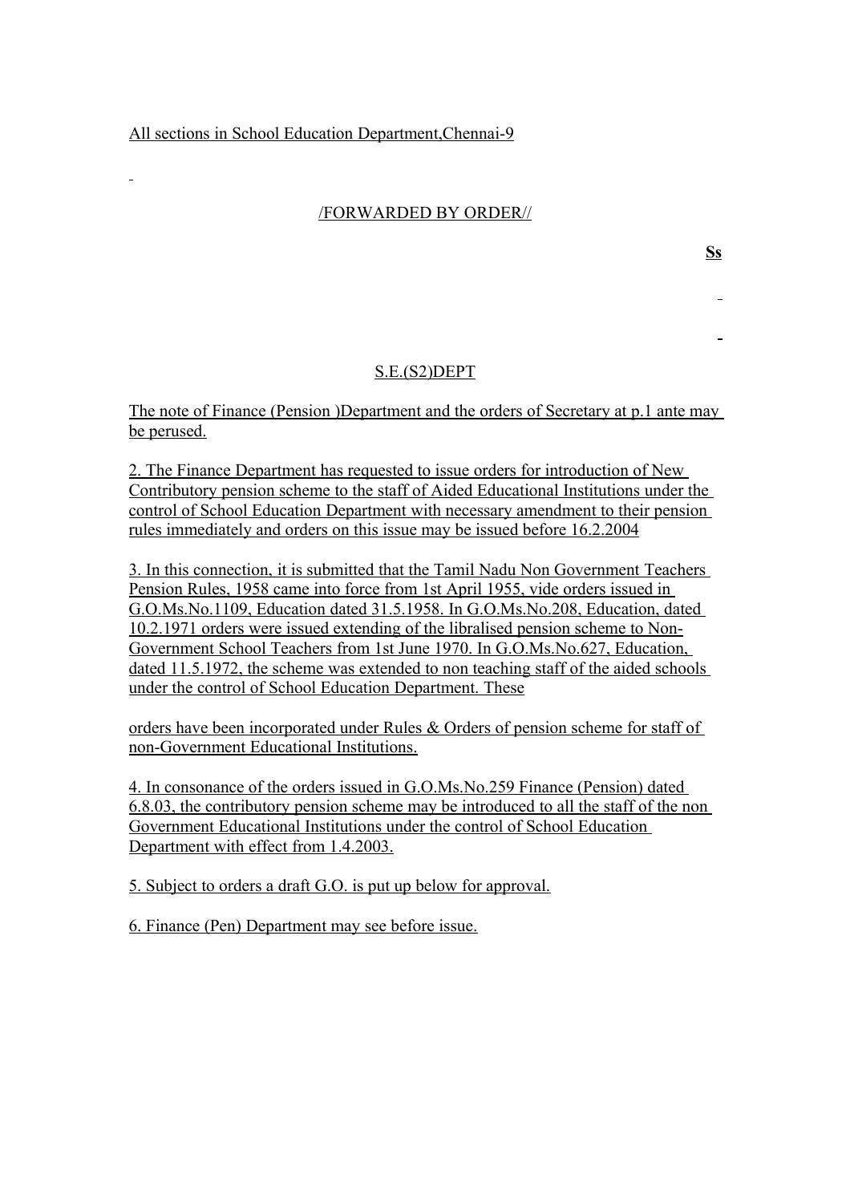All sections in School Education Department,Chennai-9

/FORWARDED BY ORDER//

**Ss**

S.E.(S2)DEPT

The note of Finance (Pension )Department and the orders of Secretary at p.1 ante may be perused.

2. The Finance Department has requested to issue orders for introduction of New Contributory pension scheme to the staff of Aided Educational Institutions under the control of School Education Department with necessary amendment to their pension rules immediately and orders on this issue may be issued before 16.2.2004

3. In this connection, it is submitted that the Tamil Nadu Non Government Teachers Pension Rules, 1958 came into force from 1st April 1955, vide orders issued in G.O.Ms.No.1109, Education dated 31.5.1958. In G.O.Ms.No.208, Education, dated 10.2.1971 orders were issued extending of the libralised pension scheme to Non-Government School Teachers from 1st June 1970. In G.O.Ms.No.627, Education, dated 11.5.1972, the scheme was extended to non teaching staff of the aided schools under the control of School Education Department. These orders have been incorporated under Rules & Orders of pension scheme for staff of non-Government Educational Institutions.

4. In consonance of the orders issued in G.O.Ms.No.259 Finance (Pension) dated 6.8.03, the contributory pension scheme may be introduced to all the staff of the non Government Educational Institutions under the control of School Education Department with effect from 1.4.2003.

5. Subject to orders a draft G.O. is put up below for approval.

6. Finance (Pen) Department may see before issue.